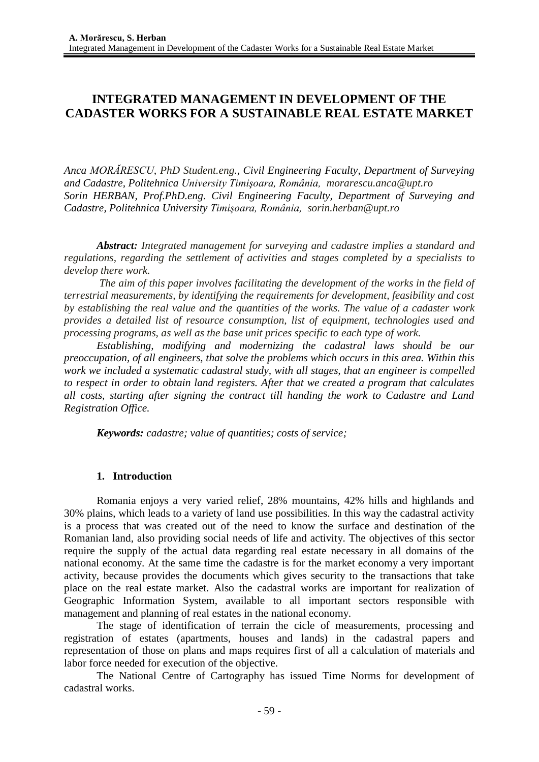# INTEGRATED MANAGEMENT IN DEVELOPMENT OF THE CADASTER WORKS FOR A SUSTAINABLE REAL ESTATE MARKET

*Anca MORĂRESCU, PhD Student.eng., Civil Engineering Faculty, Department of Surveying and Cadastre, Politehnica University Timişoara, România, morarescu.anca@upt.ro*
*Sorin HERBAN, Prof.PhD.eng. Civil Engineering Faculty, Department of Surveying and Cadastre, Politehnica University Timişoara, România, sorin.herban@upt.ro*

***Abstract:** Integrated management for surveying and cadastre implies a standard and regulations, regarding the settlement of activities and stages completed by a specialists to develop there work.*

*The aim of this paper involves facilitating the development of the works in the field of terrestrial measurements, by identifying the requirements for development, feasibility and cost by establishing the real value and the quantities of the works. The value of a cadaster work provides a detailed list of resource consumption, list of equipment, technologies used and processing programs, as well as the base unit prices specific to each type of work.*

*Establishing, modifying and modernizing the cadastral laws should be our preoccupation, of all engineers, that solve the problems which occurs in this area. Within this work we included a systematic cadastral study, with all stages, that an engineer is compelled to respect in order to obtain land registers. After that we created a program that calculates all costs, starting after signing the contract till handing the work to Cadastre and Land Registration Office.*

***Keywords:** cadastre; value of quantities; costs of service;*

## 1. Introduction

Romania enjoys a very varied relief, 28% mountains, 42% hills and highlands and 30% plains, which leads to a variety of land use possibilities. In this way the cadastral activity is a process that was created out of the need to know the surface and destination of the Romanian land, also providing social needs of life and activity. The objectives of this sector require the supply of the actual data regarding real estate necessary in all domains of the national economy. At the same time the cadastre is for the market economy a very important activity, because provides the documents which gives security to the transactions that take place on the real estate market. Also the cadastral works are important for realization of Geographic Information System, available to all important sectors responsible with management and planning of real estates in the national economy.

The stage of identification of terrain the cicle of measurements, processing and registration of estates (apartments, houses and lands) in the cadastral papers and representation of those on plans and maps requires first of all a calculation of materials and labor force needed for execution of the objective.

The National Centre of Cartography has issued Time Norms for development of cadastral works.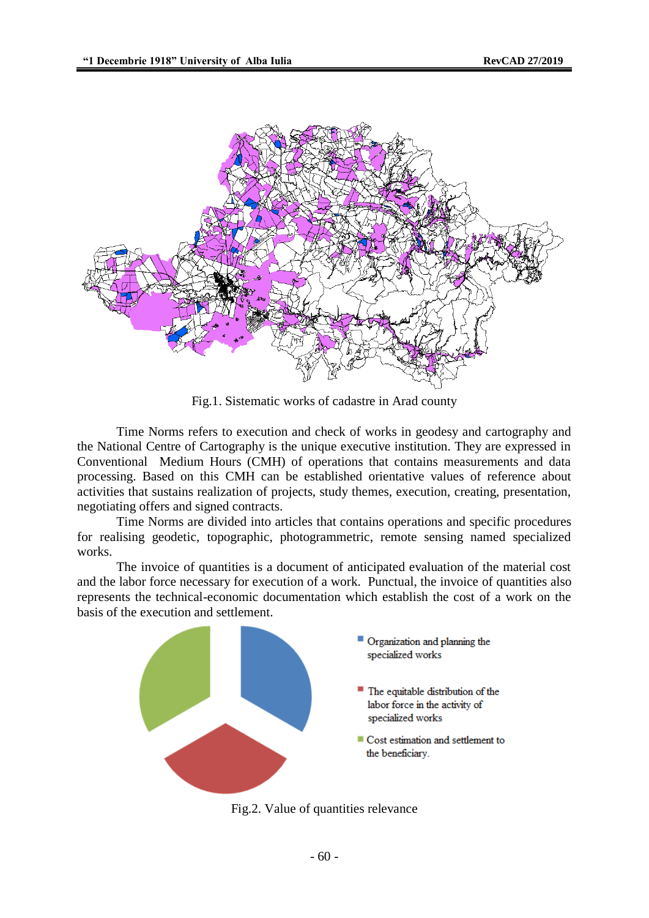Fig.1. Sistematic works of cadastre in Arad county

Time Norms refers to execution and check of works in geodesy and cartography and the National Centre of Cartography is the unique executive institution. They are expressed in Conventional Medium Hours (CMH) of operations that contains measurements and data processing. Based on this CMH can be established orientative values of reference about activities that sustains realization of projects, study themes, execution, creating, presentation, negotiating offers and signed contracts.

Time Norms are divided into articles that contains operations and specific procedures for realising geodetic, topographic, photogrammetric, remote sensing named specialized works.

The invoice of quantities is a document of anticipated evaluation of the material cost and the labor force necessary for execution of a work. Punctual, the invoice of quantities also represents the technical-economic documentation which establish the cost of a work on the basis of the execution and settlement.

- Organization and planning the specialized works
- The equitable distribution of the labor force in the activity of specialized works
- Cost estimation and settlement to the beneficiary.

Fig.2. Value of quantities relevance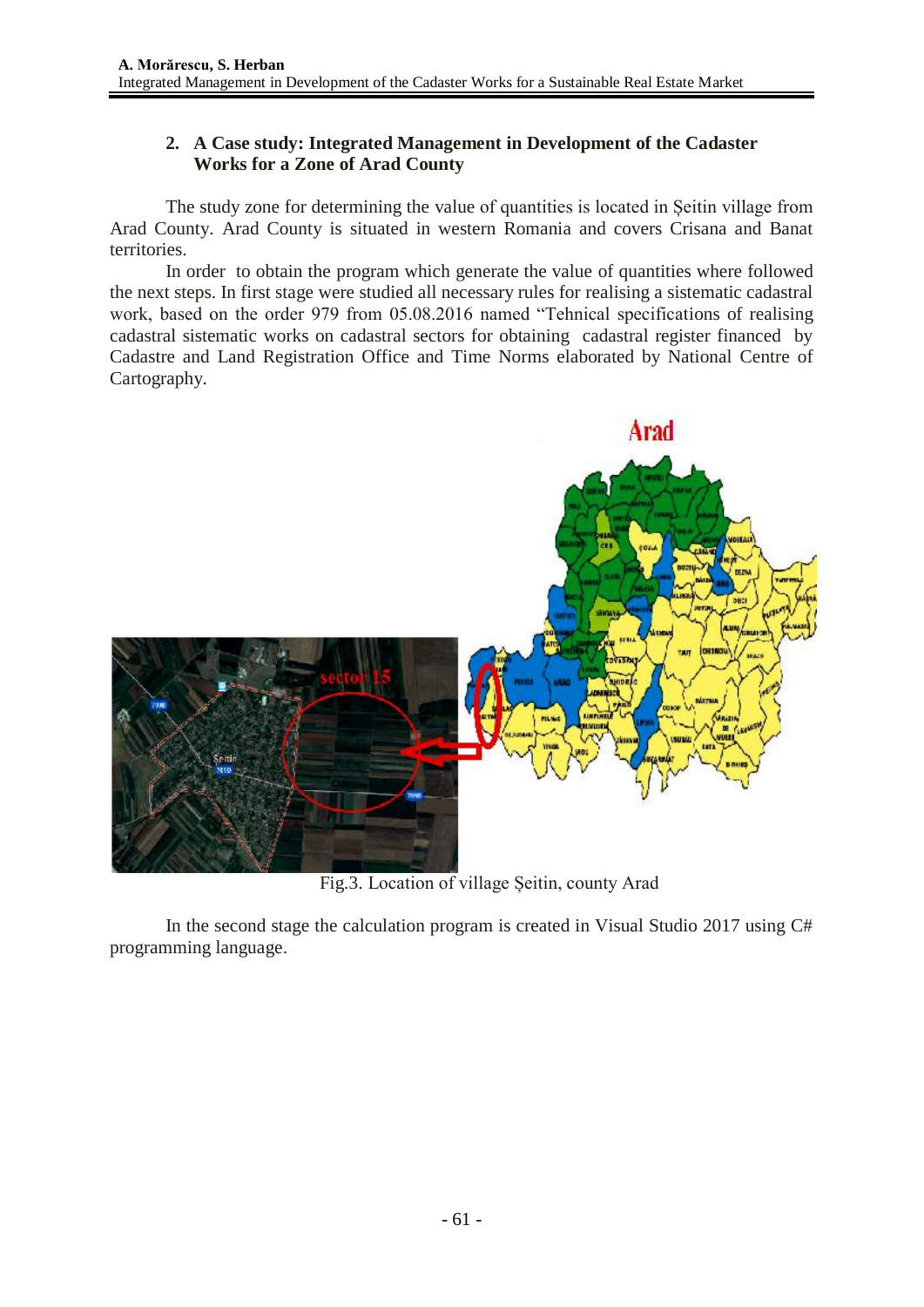## 2. A Case study: Integrated Management in Development of the Cadaster Works for a Zone of Arad County

The study zone for determining the value of quantities is located in Șeitin village from Arad County. Arad County is situated in western Romania and covers Crisana and Banat territories.

In order to obtain the program which generate the value of quantities where followed the next steps. In first stage were studied all necessary rules for realising a sistematic cadastral work, based on the order 979 from 05.08.2016 named "Tehnical specifications of realising cadastral sistematic works on cadastral sectors for obtaining cadastral register financed by Cadastre and Land Registration Office and Time Norms elaborated by National Centre of Cartography.

Fig.3. Location of village Șeitin, county Arad

In the second stage the calculation program is created in Visual Studio 2017 using C# programming language.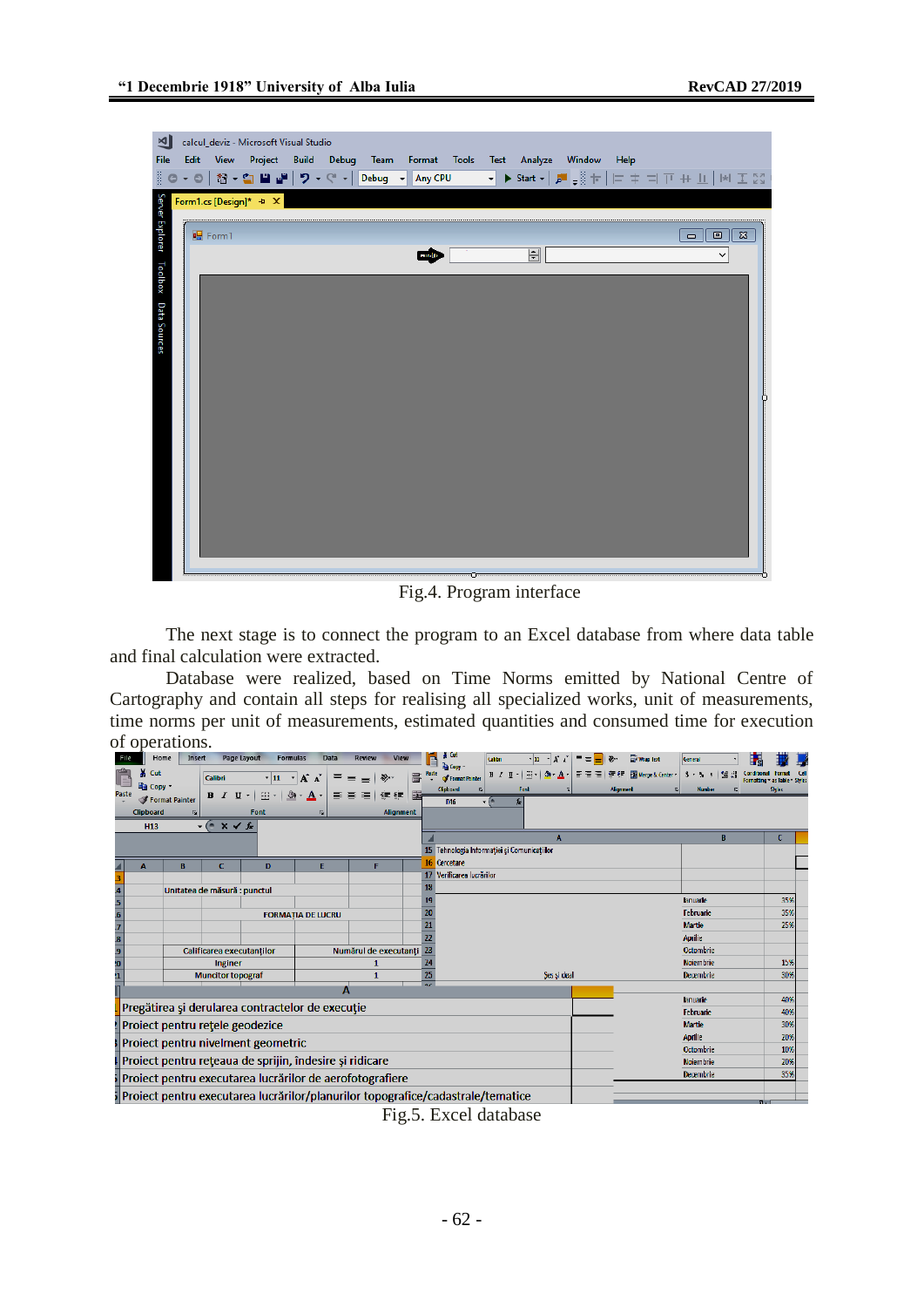Fig.4. Program interface

The next stage is to connect the program to an Excel database from where data table and final calculation were extracted.

Database were realized, based on Time Norms emitted by National Centre of Cartography and contain all steps for realising all specialized works, unit of measurements, time norms per unit of measurements, estimated quantities and consumed time for execution of operations.

Fig.5. Excel database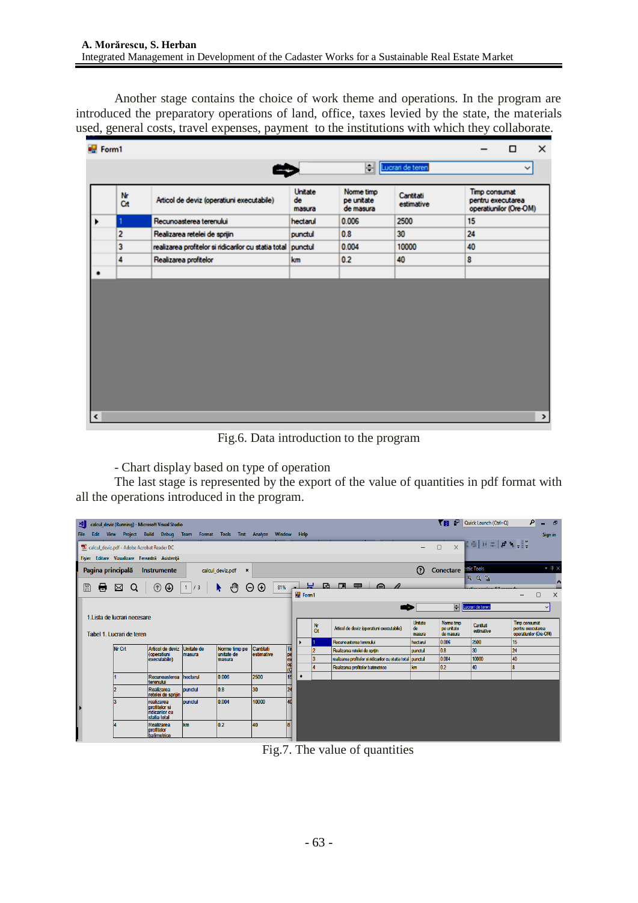Another stage contains the choice of work theme and operations. In the program are introduced the preparatory operations of land, office, taxes levied by the state, the materials used, general costs, travel expenses, payment to the institutions with which they collaborate.

Fig.6. Data introduction to the program

- Chart display based on type of operation

The last stage is represented by the export of the value of quantities in pdf format with all the operations introduced in the program.

Fig.7. The value of quantities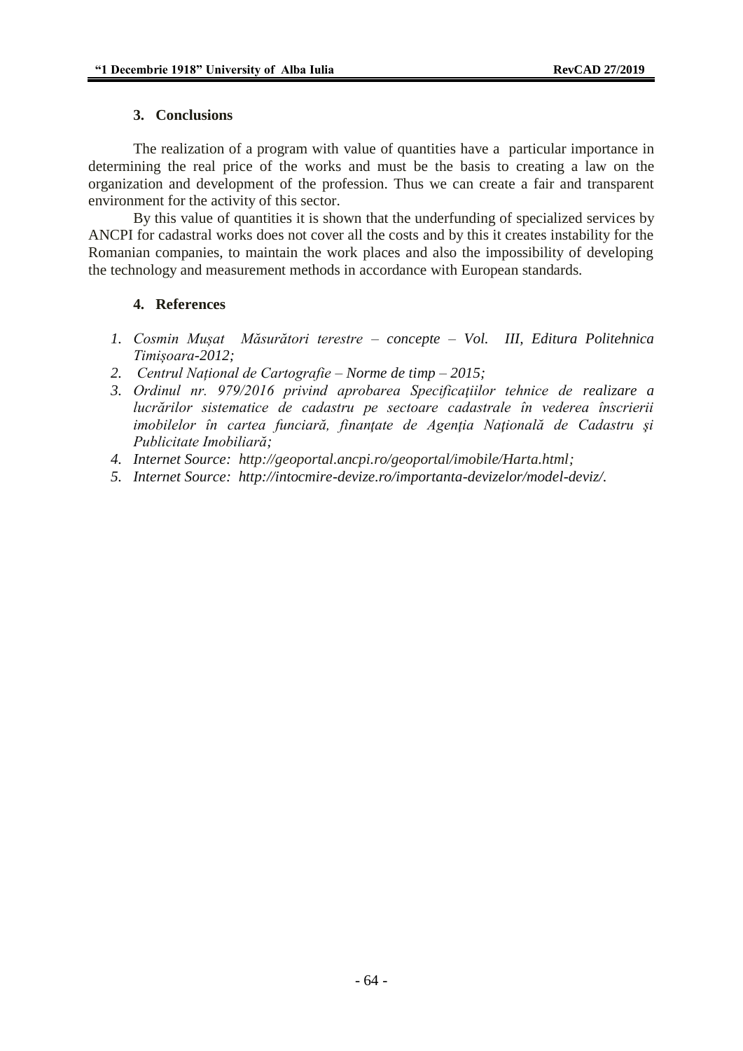## 3. Conclusions

The realization of a program with value of quantities have a particular importance in determining the real price of the works and must be the basis to creating a law on the organization and development of the profession. Thus we can create a fair and transparent environment for the activity of this sector.

By this value of quantities it is shown that the underfunding of specialized services by ANCPI for cadastral works does not cover all the costs and by this it creates instability for the Romanian companies, to maintain the work places and also the impossibility of developing the technology and measurement methods in accordance with European standards.

## 4. References

1. *Cosmin Mușat Măsurători terestre – concepte – Vol. III, Editura Politehnica Timișoara-2012;*
2. *Centrul Național de Cartografie – Norme de timp – 2015;*
3. *Ordinul nr. 979/2016 privind aprobarea Specificaţiilor tehnice de realizare a lucrărilor sistematice de cadastru pe sectoare cadastrale în vederea înscrierii imobilelor în cartea funciară, finanţate de Agenţia Naţională de Cadastru şi Publicitate Imobiliară;*
4. *Internet Source: http://geoportal.ancpi.ro/geoportal/imobile/Harta.html;*
5. *Internet Source: http://intocmire-devize.ro/importanta-devizelor/model-deviz/.*